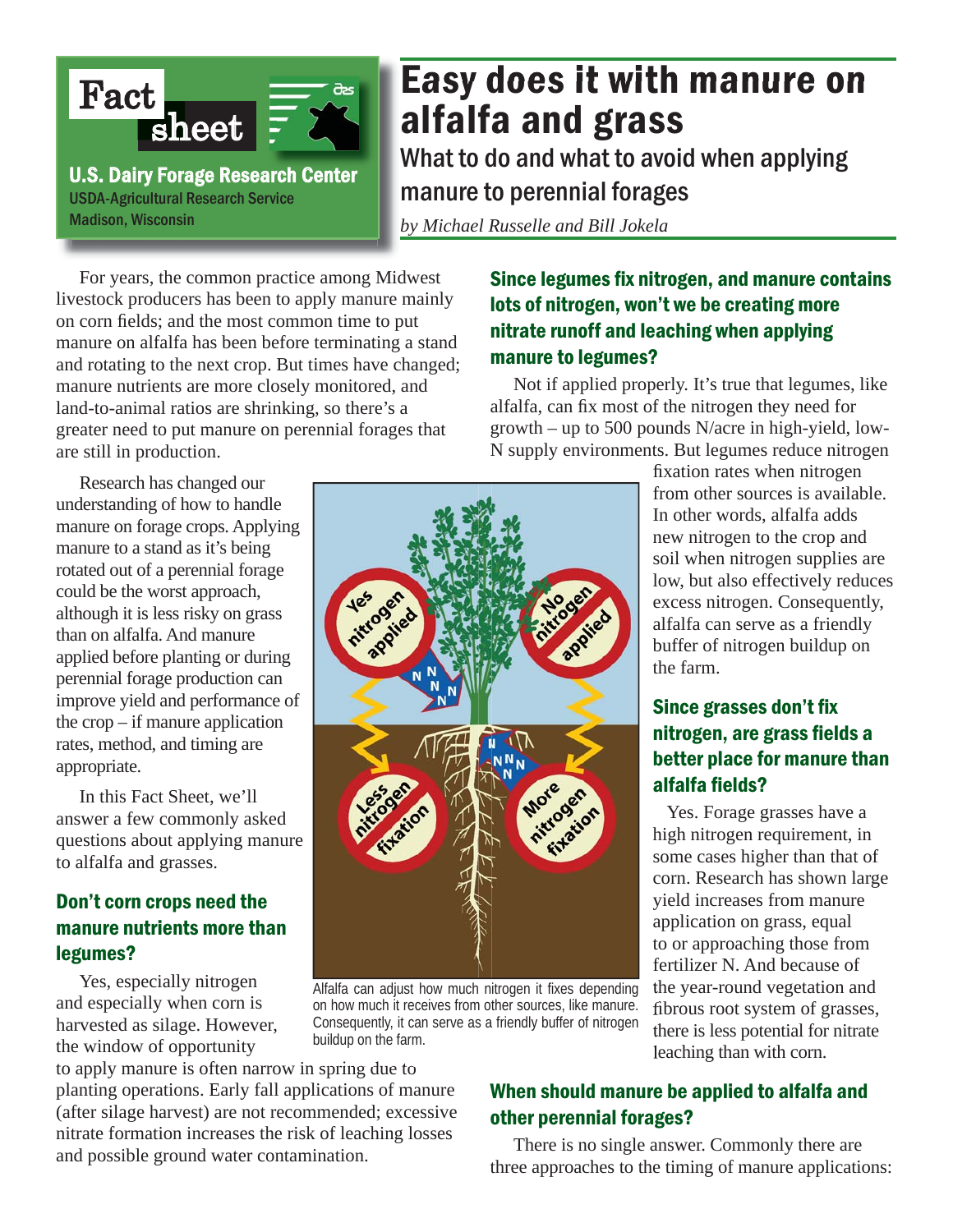Fact sheet

**U.S. Dairy Forage Research Center**
USDA-Agricultural Research Service
Madison, Wisconsin

# Easy does it with manure on alfalfa and grass

## What to do and what to avoid when applying manure to perennial forages

*by Michael Russelle and Bill Jokela*

For years, the common practice among Midwest livestock producers has been to apply manure mainly on corn fields; and the most common time to put manure on alfalfa has been before terminating a stand and rotating to the next crop. But times have changed; manure nutrients are more closely monitored, and land-to-animal ratios are shrinking, so there's a greater need to put manure on perennial forages that are still in production.

Research has changed our understanding of how to handle manure on forage crops. Applying manure to a stand as it's being rotated out of a perennial forage could be the worst approach, although it is less risky on grass than on alfalfa. And manure applied before planting or during perennial forage production can improve yield and performance of the crop – if manure application rates, method, and timing are appropriate.

In this Fact Sheet, we'll answer a few commonly asked questions about applying manure to alfalfa and grasses.

### Don't corn crops need the manure nutrients more than legumes?

Yes, especially nitrogen and especially when corn is harvested as silage. However, the window of opportunity to apply manure is often narrow in spring due to planting operations. Early fall applications of manure (after silage harvest) are not recommended; excessive nitrate formation increases the risk of leaching losses and possible ground water contamination.

Alfalfa can adjust how much nitrogen it fixes depending on how much it receives from other sources, like manure. Consequently, it can serve as a friendly buffer of nitrogen buildup on the farm.

### Since legumes fix nitrogen, and manure contains lots of nitrogen, won't we be creating more nitrate runoff and leaching when applying manure to legumes?

Not if applied properly. It's true that legumes, like alfalfa, can fix most of the nitrogen they need for growth – up to 500 pounds N/acre in high-yield, low-N supply environments. But legumes reduce nitrogen fixation rates when nitrogen from other sources is available. In other words, alfalfa adds new nitrogen to the crop and soil when nitrogen supplies are low, but also effectively reduces excess nitrogen. Consequently, alfalfa can serve as a friendly buffer of nitrogen buildup on the farm.

### Since grasses don't fix nitrogen, are grass fields a better place for manure than alfalfa fields?

Yes. Forage grasses have a high nitrogen requirement, in some cases higher than that of corn. Research has shown large yield increases from manure application on grass, equal to or approaching those from fertilizer N. And because of the year-round vegetation and fibrous root system of grasses, there is less potential for nitrate leaching than with corn.

### When should manure be applied to alfalfa and other perennial forages?

There is no single answer. Commonly there are three approaches to the timing of manure applications: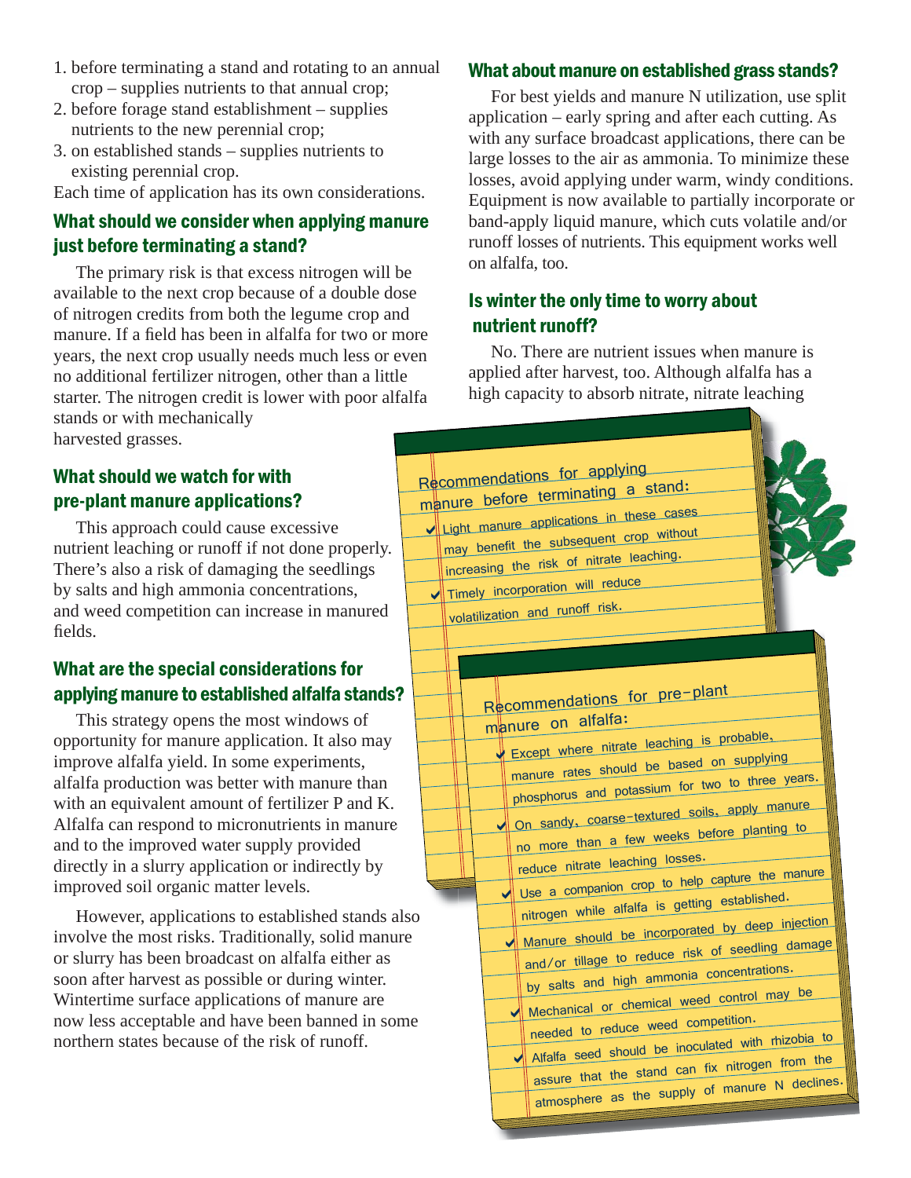1. before terminating a stand and rotating to an annual crop – supplies nutrients to that annual crop;
2. before forage stand establishment – supplies nutrients to the new perennial crop;
3. on established stands – supplies nutrients to existing perennial crop.

Each time of application has its own considerations.

## What should we consider when applying manure just before terminating a stand?

The primary risk is that excess nitrogen will be available to the next crop because of a double dose of nitrogen credits from both the legume crop and manure. If a field has been in alfalfa for two or more years, the next crop usually needs much less or even no additional fertilizer nitrogen, other than a little starter. The nitrogen credit is lower with poor alfalfa stands or with mechanically harvested grasses.

## What should we watch for with pre-plant manure applications?

This approach could cause excessive nutrient leaching or runoff if not done properly. There's also a risk of damaging the seedlings by salts and high ammonia concentrations, and weed competition can increase in manured fields.

## What are the special considerations for applying manure to established alfalfa stands?

This strategy opens the most windows of opportunity for manure application. It also may improve alfalfa yield. In some experiments, alfalfa production was better with manure than with an equivalent amount of fertilizer P and K. Alfalfa can respond to micronutrients in manure and to the improved water supply provided directly in a slurry application or indirectly by improved soil organic matter levels.

However, applications to established stands also involve the most risks. Traditionally, solid manure or slurry has been broadcast on alfalfa either as soon after harvest as possible or during winter. Wintertime surface applications of manure are now less acceptable and have been banned in some northern states because of the risk of runoff.

## What about manure on established grass stands?

For best yields and manure N utilization, use split application – early spring and after each cutting. As with any surface broadcast applications, there can be large losses to the air as ammonia. To minimize these losses, avoid applying under warm, windy conditions. Equipment is now available to partially incorporate or band-apply liquid manure, which cuts volatile and/or runoff losses of nutrients. This equipment works well on alfalfa, too.

## Is winter the only time to worry about nutrient runoff?

No. There are nutrient issues when manure is applied after harvest, too. Although alfalfa has a high capacity to absorb nitrate, nitrate leaching

**Recommendations for applying manure before terminating a stand:**

- ✔ Light manure applications in these cases may benefit the subsequent crop without increasing the risk of nitrate leaching.
- ✔ Timely incorporation will reduce volatilization and runoff risk.

**Recommendations for pre-plant manure on alfalfa:**

- ✔ Except where nitrate leaching is probable, manure rates should be based on supplying phosphorus and potassium for two to three years.
- ✔ On sandy, coarse-textured soils, apply manure no more than a few weeks before planting to reduce nitrate leaching losses.
- ✔ Use a companion crop to help capture the manure nitrogen while alfalfa is getting established.
- ✔ Manure should be incorporated by deep injection and/or tillage to reduce risk of seedling damage by salts and high ammonia concentrations.
- ✔ Mechanical or chemical weed control may be needed to reduce weed competition.
- ✔ Alfalfa seed should be inoculated with rhizobia to assure that the stand can fix nitrogen from the atmosphere as the supply of manure N declines.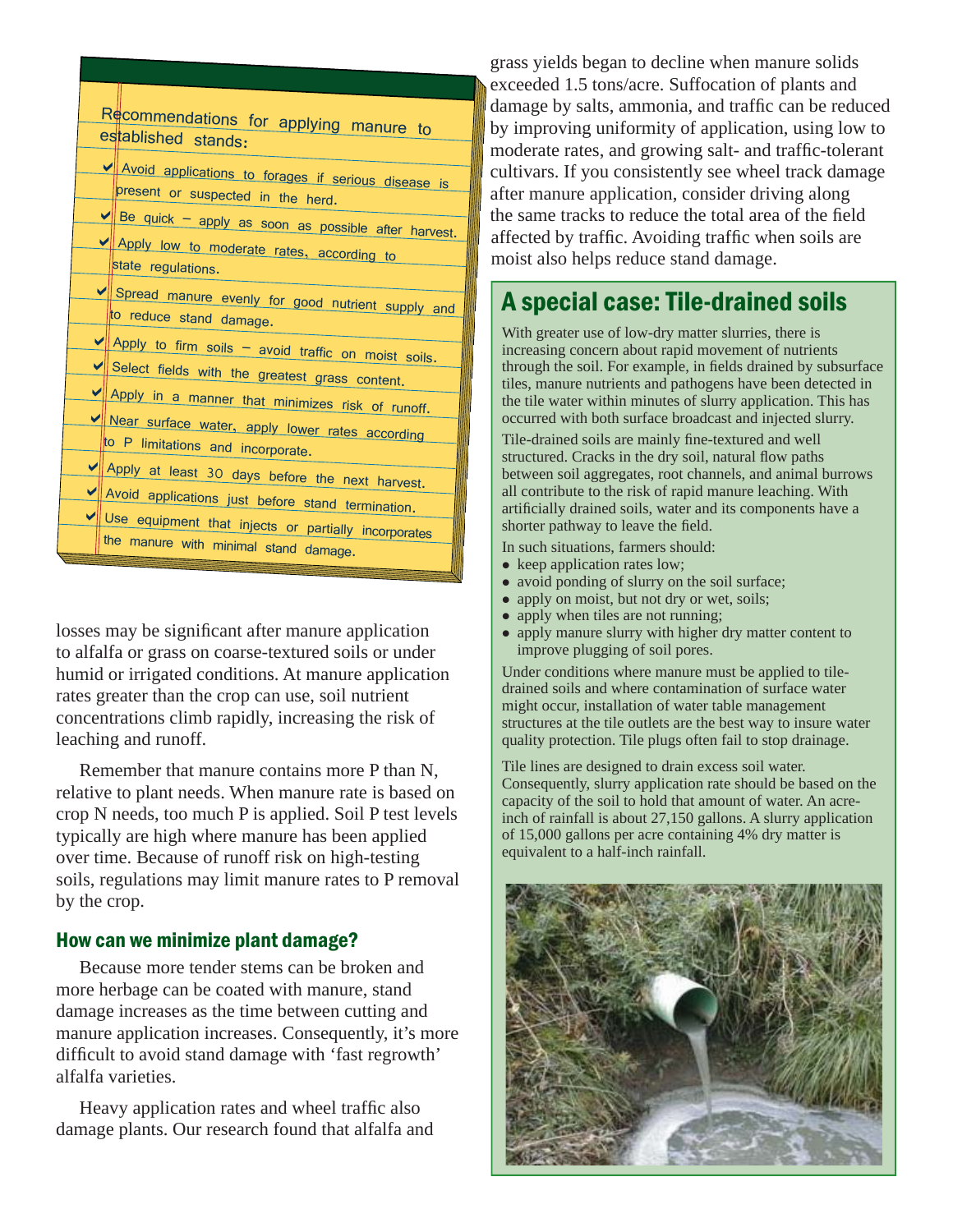Recommendations for applying manure to established stands:

- ✔ Avoid applications to forages if serious disease is present or suspected in the herd.
- ✔ Be quick – apply as soon as possible after harvest.
- ✔ Apply low to moderate rates, according to state regulations.
- ✔ Spread manure evenly for good nutrient supply and to reduce stand damage.
- ✔ Apply to firm soils – avoid traffic on moist soils.
- ✔ Select fields with the greatest grass content.
- ✔ Apply in a manner that minimizes risk of runoff.
- ✔ Near surface water, apply lower rates according to P limitations and incorporate.
- ✔ Apply at least 30 days before the next harvest.
- ✔ Avoid applications just before stand termination.
- ✔ Use equipment that injects or partially incorporates the manure with minimal stand damage.

losses may be significant after manure application to alfalfa or grass on coarse-textured soils or under humid or irrigated conditions. At manure application rates greater than the crop can use, soil nutrient concentrations climb rapidly, increasing the risk of leaching and runoff.

Remember that manure contains more P than N, relative to plant needs. When manure rate is based on crop N needs, too much P is applied. Soil P test levels typically are high where manure has been applied over time. Because of runoff risk on high-testing soils, regulations may limit manure rates to P removal by the crop.

### How can we minimize plant damage?

Because more tender stems can be broken and more herbage can be coated with manure, stand damage increases as the time between cutting and manure application increases. Consequently, it's more difficult to avoid stand damage with 'fast regrowth' alfalfa varieties.

Heavy application rates and wheel traffic also damage plants. Our research found that alfalfa and grass yields began to decline when manure solids exceeded 1.5 tons/acre. Suffocation of plants and damage by salts, ammonia, and traffic can be reduced by improving uniformity of application, using low to moderate rates, and growing salt- and traffic-tolerant cultivars. If you consistently see wheel track damage after manure application, consider driving along the same tracks to reduce the total area of the field affected by traffic. Avoiding traffic when soils are moist also helps reduce stand damage.

## A special case: Tile-drained soils

With greater use of low-dry matter slurries, there is increasing concern about rapid movement of nutrients through the soil. For example, in fields drained by subsurface tiles, manure nutrients and pathogens have been detected in the tile water within minutes of slurry application. This has occurred with both surface broadcast and injected slurry.

Tile-drained soils are mainly fine-textured and well structured. Cracks in the dry soil, natural flow paths between soil aggregates, root channels, and animal burrows all contribute to the risk of rapid manure leaching. With artificially drained soils, water and its components have a shorter pathway to leave the field.

In such situations, farmers should:

- keep application rates low;
- avoid ponding of slurry on the soil surface;
- apply on moist, but not dry or wet, soils;
- apply when tiles are not running;
- apply manure slurry with higher dry matter content to improve plugging of soil pores.

Under conditions where manure must be applied to tile-drained soils and where contamination of surface water might occur, installation of water table management structures at the tile outlets are the best way to insure water quality protection. Tile plugs often fail to stop drainage.

Tile lines are designed to drain excess soil water. Consequently, slurry application rate should be based on the capacity of the soil to hold that amount of water. An acre-inch of rainfall is about 27,150 gallons. A slurry application of 15,000 gallons per acre containing 4% dry matter is equivalent to a half-inch rainfall.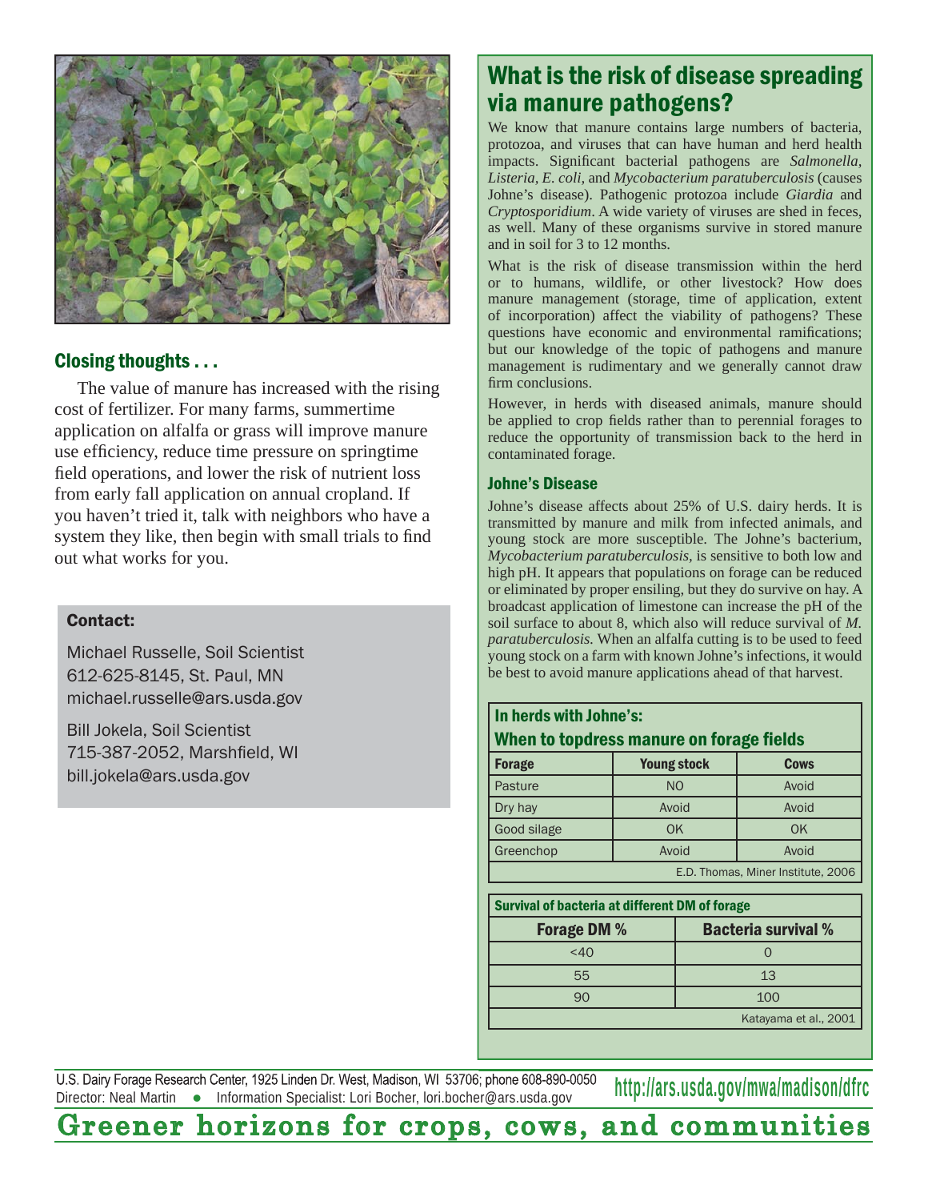## Closing thoughts . . .

The value of manure has increased with the rising cost of fertilizer. For many farms, summertime application on alfalfa or grass will improve manure use efficiency, reduce time pressure on springtime field operations, and lower the risk of nutrient loss from early fall application on annual cropland. If you haven't tried it, talk with neighbors who have a system they like, then begin with small trials to find out what works for you.

**Contact:**

Michael Russelle, Soil Scientist
612-625-8145, St. Paul, MN
michael.russelle@ars.usda.gov

Bill Jokela, Soil Scientist
715-387-2052, Marshfield, WI
bill.jokela@ars.usda.gov

## What is the risk of disease spreading via manure pathogens?

We know that manure contains large numbers of bacteria, protozoa, and viruses that can have human and herd health impacts. Significant bacterial pathogens are *Salmonella, Listeria, E. coli,* and *Mycobacterium paratuberculosis* (causes Johne's disease). Pathogenic protozoa include *Giardia* and *Cryptosporidium*. A wide variety of viruses are shed in feces, as well. Many of these organisms survive in stored manure and in soil for 3 to 12 months.

What is the risk of disease transmission within the herd or to humans, wildlife, or other livestock? How does manure management (storage, time of application, extent of incorporation) affect the viability of pathogens? These questions have economic and environmental ramifications; but our knowledge of the topic of pathogens and manure management is rudimentary and we generally cannot draw firm conclusions.

However, in herds with diseased animals, manure should be applied to crop fields rather than to perennial forages to reduce the opportunity of transmission back to the herd in contaminated forage.

### Johne's Disease

Johne's disease affects about 25% of U.S. dairy herds. It is transmitted by manure and milk from infected animals, and young stock are more susceptible. The Johne's bacterium, *Mycobacterium paratuberculosis,* is sensitive to both low and high pH. It appears that populations on forage can be reduced or eliminated by proper ensiling, but they do survive on hay. A broadcast application of limestone can increase the pH of the soil surface to about 8, which also will reduce survival of *M. paratuberculosis.* When an alfalfa cutting is to be used to feed young stock on a farm with known Johne's infections, it would be best to avoid manure applications ahead of that harvest.

**In herds with Johne's: When to topdress manure on forage fields**

| Forage | Young stock | Cows |
|---|---|---|
| Pasture | NO | Avoid |
| Dry hay | Avoid | Avoid |
| Good silage | OK | OK |
| Greenchop | Avoid | Avoid |

E.D. Thomas, Miner Institute, 2006

**Survival of bacteria at different DM of forage**

| Forage DM % | Bacteria survival % |
|---|---|
| <40 | 0 |
| 55 | 13 |
| 90 | 100 |

Katayama et al., 2001

U.S. Dairy Forage Research Center, 1925 Linden Dr. West, Madison, WI 53706; phone 608-890-0050
Director: Neal Martin ● Information Specialist: Lori Bocher, lori.bocher@ars.usda.gov
http://ars.usda.gov/mwa/madison/dfrc

**Greener horizons for crops, cows, and communities**